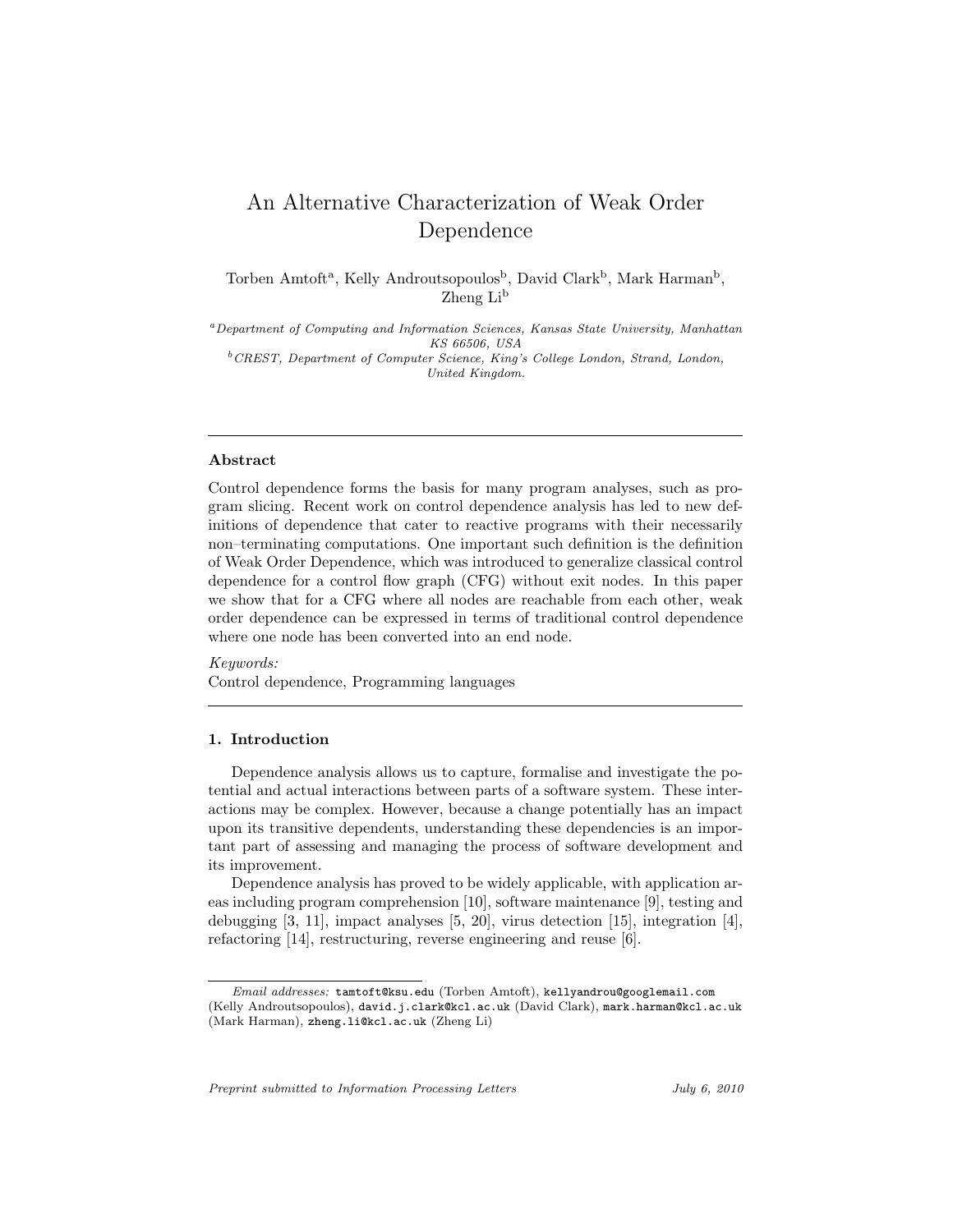# An Alternative Characterization of Weak Order Dependence

Torben Amtoft[a], Kelly Androutsopoulos[b], David Clark[b], Mark Harman[b], Zheng Li[b]

[a] *Department of Computing and Information Sciences, Kansas State University, Manhattan KS 66506, USA*

[b] *CREST, Department of Computer Science, King's College London, Strand, London, United Kingdom.*

---

### Abstract

Control dependence forms the basis for many program analyses, such as program slicing. Recent work on control dependence analysis has led to new definitions of dependence that cater to reactive programs with their necessarily non–terminating computations. One important such definition is the definition of Weak Order Dependence, which was introduced to generalize classical control dependence for a control flow graph (CFG) without exit nodes. In this paper we show that for a CFG where all nodes are reachable from each other, weak order dependence can be expressed in terms of traditional control dependence where one node has been converted into an end node.

*Keywords:*
Control dependence, Programming languages

---

## 1. Introduction

Dependence analysis allows us to capture, formalise and investigate the potential and actual interactions between parts of a software system. These interactions may be complex. However, because a change potentially has an impact upon its transitive dependents, understanding these dependencies is an important part of assessing and managing the process of software development and its improvement.

Dependence analysis has proved to be widely applicable, with application areas including program comprehension [10], software maintenance [9], testing and debugging [3, 11], impact analyses [5, 20], virus detection [15], integration [4], refactoring [14], restructuring, reverse engineering and reuse [6].

---

*Email addresses:* `tamtoft@ksu.edu` (Torben Amtoft), `kellyandrou@googlemail.com` (Kelly Androutsopoulos), `david.j.clark@kcl.ac.uk` (David Clark), `mark.harman@kcl.ac.uk` (Mark Harman), `zheng.li@kcl.ac.uk` (Zheng Li)

*Preprint submitted to Information Processing Letters* *July 6, 2010*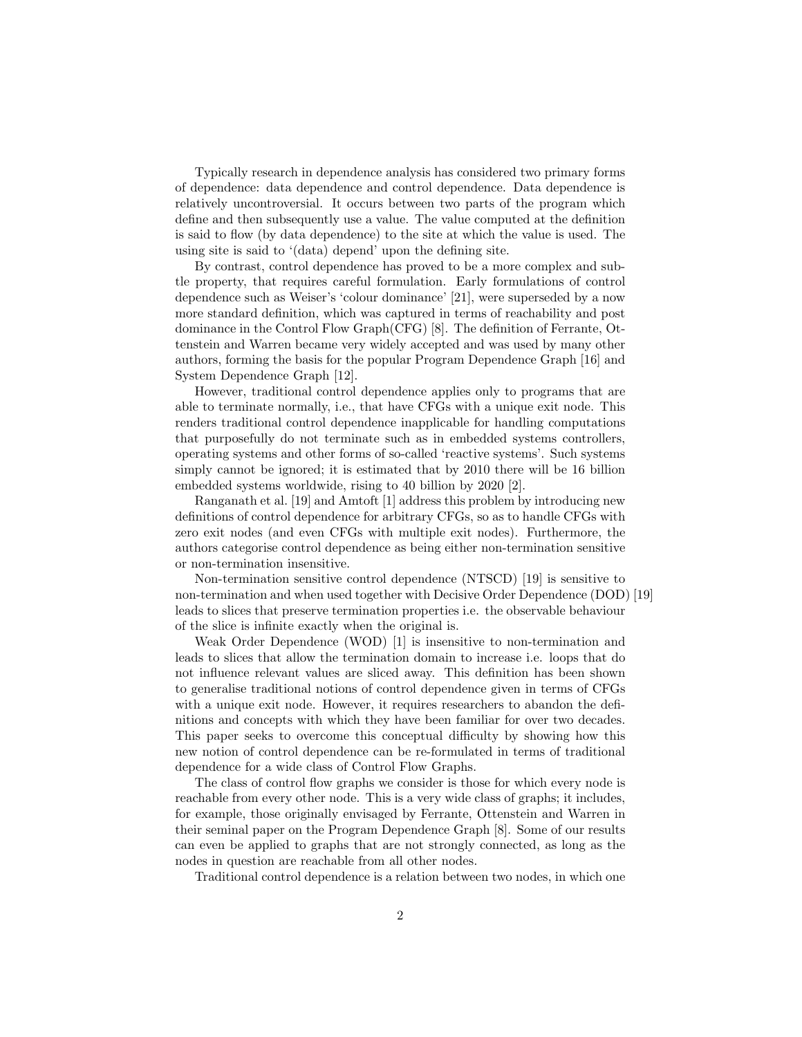Typically research in dependence analysis has considered two primary forms of dependence: data dependence and control dependence. Data dependence is relatively uncontroversial. It occurs between two parts of the program which define and then subsequently use a value. The value computed at the definition is said to flow (by data dependence) to the site at which the value is used. The using site is said to '(data) depend' upon the defining site.

By contrast, control dependence has proved to be a more complex and subtle property, that requires careful formulation. Early formulations of control dependence such as Weiser's 'colour dominance' [21], were superseded by a now more standard definition, which was captured in terms of reachability and post dominance in the Control Flow Graph(CFG) [8]. The definition of Ferrante, Ottenstein and Warren became very widely accepted and was used by many other authors, forming the basis for the popular Program Dependence Graph [16] and System Dependence Graph [12].

However, traditional control dependence applies only to programs that are able to terminate normally, i.e., that have CFGs with a unique exit node. This renders traditional control dependence inapplicable for handling computations that purposefully do not terminate such as in embedded systems controllers, operating systems and other forms of so-called 'reactive systems'. Such systems simply cannot be ignored; it is estimated that by 2010 there will be 16 billion embedded systems worldwide, rising to 40 billion by 2020 [2].

Ranganath et al. [19] and Amtoft [1] address this problem by introducing new definitions of control dependence for arbitrary CFGs, so as to handle CFGs with zero exit nodes (and even CFGs with multiple exit nodes). Furthermore, the authors categorise control dependence as being either non-termination sensitive or non-termination insensitive.

Non-termination sensitive control dependence (NTSCD) [19] is sensitive to non-termination and when used together with Decisive Order Dependence (DOD) [19] leads to slices that preserve termination properties i.e. the observable behaviour of the slice is infinite exactly when the original is.

Weak Order Dependence (WOD) [1] is insensitive to non-termination and leads to slices that allow the termination domain to increase i.e. loops that do not influence relevant values are sliced away. This definition has been shown to generalise traditional notions of control dependence given in terms of CFGs with a unique exit node. However, it requires researchers to abandon the definitions and concepts with which they have been familiar for over two decades. This paper seeks to overcome this conceptual difficulty by showing how this new notion of control dependence can be re-formulated in terms of traditional dependence for a wide class of Control Flow Graphs.

The class of control flow graphs we consider is those for which every node is reachable from every other node. This is a very wide class of graphs; it includes, for example, those originally envisaged by Ferrante, Ottenstein and Warren in their seminal paper on the Program Dependence Graph [8]. Some of our results can even be applied to graphs that are not strongly connected, as long as the nodes in question are reachable from all other nodes.

Traditional control dependence is a relation between two nodes, in which one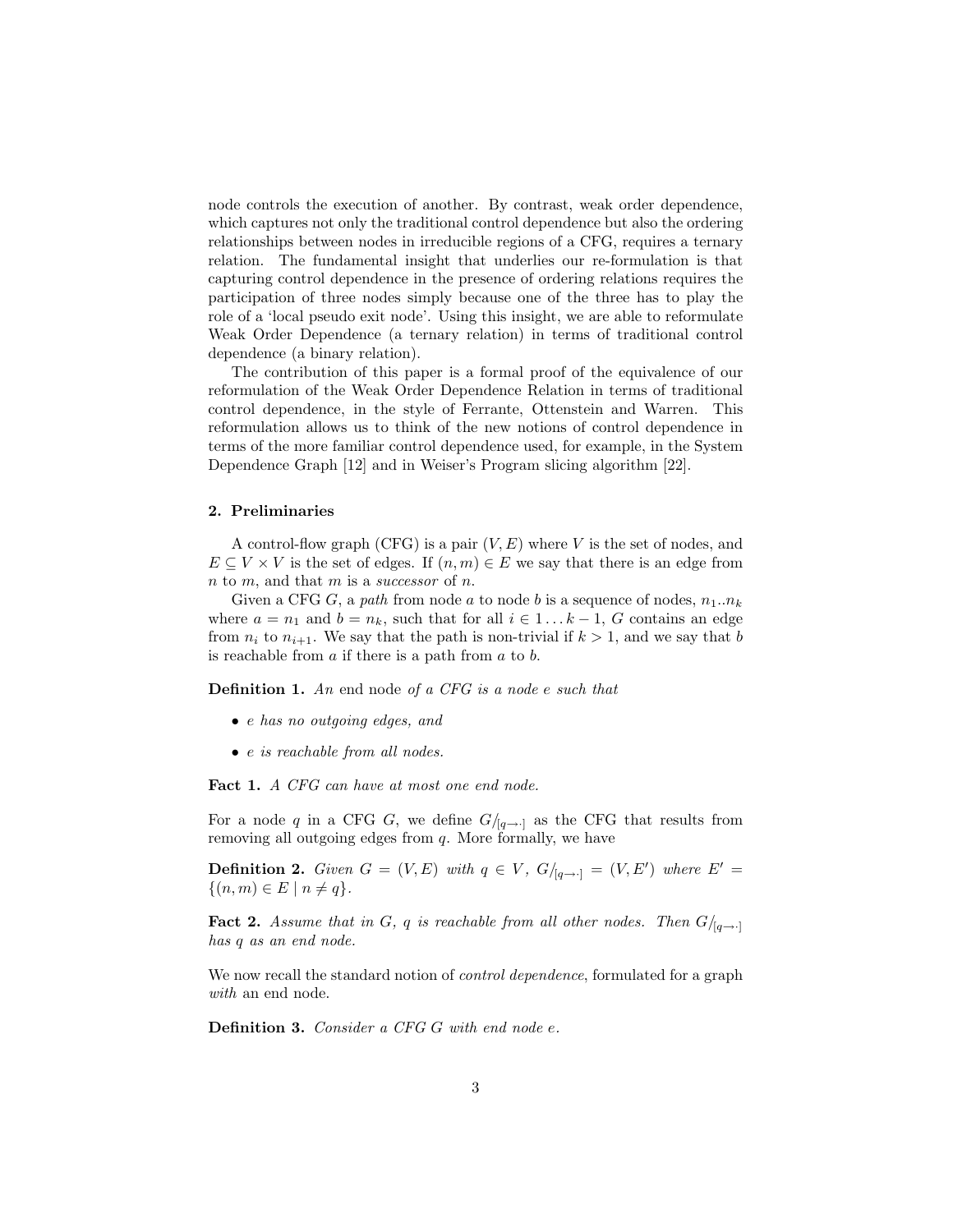node controls the execution of another. By contrast, weak order dependence, which captures not only the traditional control dependence but also the ordering relationships between nodes in irreducible regions of a CFG, requires a ternary relation. The fundamental insight that underlies our re-formulation is that capturing control dependence in the presence of ordering relations requires the participation of three nodes simply because one of the three has to play the role of a 'local pseudo exit node'. Using this insight, we are able to reformulate Weak Order Dependence (a ternary relation) in terms of traditional control dependence (a binary relation).

The contribution of this paper is a formal proof of the equivalence of our reformulation of the Weak Order Dependence Relation in terms of traditional control dependence, in the style of Ferrante, Ottenstein and Warren. This reformulation allows us to think of the new notions of control dependence in terms of the more familiar control dependence used, for example, in the System Dependence Graph [12] and in Weiser's Program slicing algorithm [22].

## 2. Preliminaries

A control-flow graph (CFG) is a pair $(V, E)$ where $V$ is the set of nodes, and $E \subseteq V \times V$ is the set of edges. If $(n, m) \in E$ we say that there is an edge from $n$ to $m$, and that $m$ is a *successor* of $n$.

Given a CFG $G$, a *path* from node $a$ to node $b$ is a sequence of nodes, $n_1..n_k$ where $a = n_1$ and $b = n_k$, such that for all $i \in 1 \ldots k-1$, $G$ contains an edge from $n_i$ to $n_{i+1}$. We say that the path is non-trivial if $k > 1$, and we say that $b$ is reachable from $a$ if there is a path from $a$ to $b$.

**Definition 1.** *An* end node *of a CFG is a node $e$ such that*

- *$e$ has no outgoing edges, and*
- *$e$ is reachable from all nodes.*

**Fact 1.** *A CFG can have at most one end node.*

For a node $q$ in a CFG $G$, we define $G/_{[q\to\cdot]}$ as the CFG that results from removing all outgoing edges from $q$. More formally, we have

**Definition 2.** *Given $G = (V, E)$ with $q \in V$, $G/_{[q\to\cdot]} = (V, E')$ where $E' = \{(n, m) \in E \mid n \neq q\}$.*

**Fact 2.** *Assume that in $G$, $q$ is reachable from all other nodes. Then $G/_{[q\to\cdot]}$ has $q$ as an end node.*

We now recall the standard notion of *control dependence*, formulated for a graph *with* an end node.

**Definition 3.** *Consider a CFG $G$ with end node $e$.*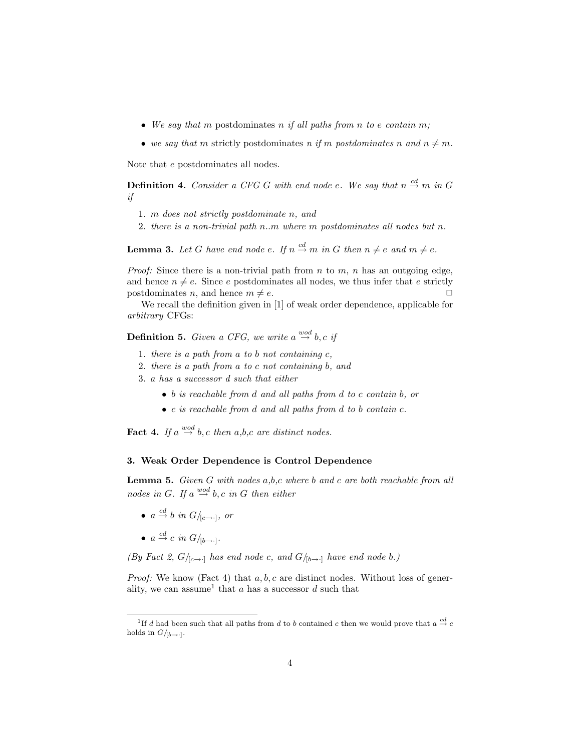- *We say that* $m$ postdominates $n$ *if all paths from* $n$ *to* $e$ *contain* $m$*;*
- *we say that* $m$ strictly postdominates $n$ *if* $m$ *postdominates* $n$ *and* $n \neq m$*.*

Note that $e$ postdominates all nodes.

**Definition 4.** *Consider a CFG* $G$ *with end node* $e$*. We say that* $n \stackrel{cd}{\rightarrow} m$ *in* $G$ *if*

1. *$m$ does not strictly postdominate $n$, and*
2. *there is a non-trivial path $n..m$ where $m$ postdominates all nodes but $n$.*

**Lemma 3.** *Let* $G$ *have end node* $e$*. If* $n \stackrel{cd}{\rightarrow} m$ *in* $G$ *then* $n \neq e$ *and* $m \neq e$*.*

*Proof:* Since there is a non-trivial path from $n$ to $m$, $n$ has an outgoing edge, and hence $n \neq e$. Since $e$ postdominates all nodes, we thus infer that $e$ strictly postdominates $n$, and hence $m \neq e$. □

We recall the definition given in [1] of weak order dependence, applicable for *arbitrary* CFGs:

**Definition 5.** *Given a CFG, we write* $a \stackrel{wod}{\rightarrow} b, c$ *if*

1. *there is a path from $a$ to $b$ not containing $c$,*
2. *there is a path from $a$ to $c$ not containing $b$, and*
3. *$a$ has a successor $d$ such that either*
   - *$b$ is reachable from $d$ and all paths from $d$ to $c$ contain $b$, or*
   - *$c$ is reachable from $d$ and all paths from $d$ to $b$ contain $c$.*

**Fact 4.** *If* $a \stackrel{wod}{\rightarrow} b, c$ *then a,b,c are distinct nodes.*

### 3. Weak Order Dependence is Control Dependence

**Lemma 5.** *Given* $G$ *with nodes a,b,c where* $b$ *and* $c$ *are both reachable from all nodes in* $G$*. If* $a \stackrel{wod}{\rightarrow} b, c$ *in* $G$ *then either*

- $a \stackrel{cd}{\rightarrow} b$ *in* $G/_{[c \rightarrow \cdot]}$*, or*
- $a \stackrel{cd}{\rightarrow} c$ *in* $G/_{[b \rightarrow \cdot]}$*.*

*(By Fact 2,* $G/_{[c \rightarrow \cdot]}$ *has end node* $c$*, and* $G/_{[b \rightarrow \cdot]}$ *have end node* $b$*.)*

*Proof:* We know (Fact 4) that $a, b, c$ are distinct nodes. Without loss of generality, we can assume[1] that $a$ has a successor $d$ such that

[1] If $d$ had been such that all paths from $d$ to $b$ contained $c$ then we would prove that $a \stackrel{cd}{\rightarrow} c$ holds in $G/_{[b \rightarrow \cdot]}$.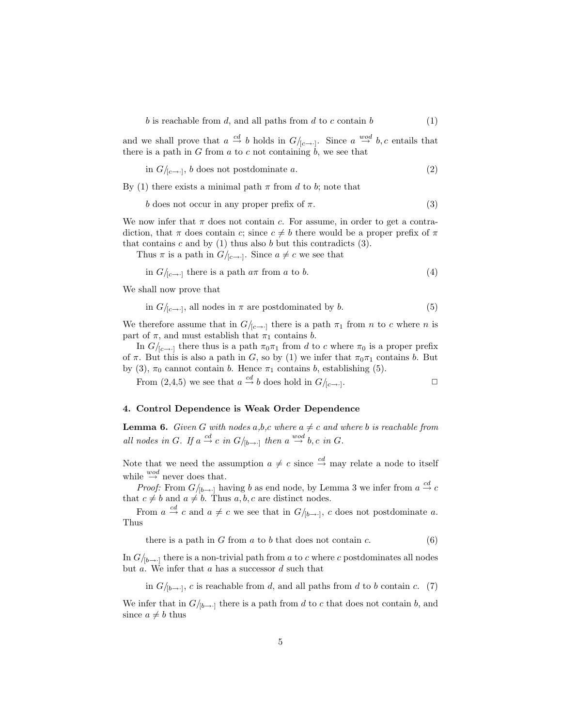$$b \text{ is reachable from } d\text{, and all paths from } d \text{ to } c \text{ contain } b \tag{1}$$

and we shall prove that $a \stackrel{cd}{\to} b$ holds in $G/_{[c\to\cdot]}$. Since $a \stackrel{wod}{\to} b, c$ entails that there is a path in $G$ from $a$ to $c$ not containing $b$, we see that

$$\text{in } G/_{[c\to\cdot]},\ b \text{ does not postdominate } a. \tag{2}$$

By (1) there exists a minimal path $\pi$ from $d$ to $b$; note that

$$b \text{ does not occur in any proper prefix of } \pi. \tag{3}$$

We now infer that $\pi$ does not contain $c$. For assume, in order to get a contradiction, that $\pi$ does contain $c$; since $c \neq b$ there would be a proper prefix of $\pi$ that contains $c$ and by (1) thus also $b$ but this contradicts (3).

Thus $\pi$ is a path in $G/_{[c\to\cdot]}$. Since $a \neq c$ we see that

$$\text{in } G/_{[c\to\cdot]} \text{ there is a path } a\pi \text{ from } a \text{ to } b. \tag{4}$$

We shall now prove that

$$\text{in } G/_{[c\to\cdot]}, \text{ all nodes in } \pi \text{ are postdominated by } b. \tag{5}$$

We therefore assume that in $G/_{[c\to\cdot]}$ there is a path $\pi_1$ from $n$ to $c$ where $n$ is part of $\pi$, and must establish that $\pi_1$ contains $b$.

In $G/_{[c\to\cdot]}$ there thus is a path $\pi_0\pi_1$ from $d$ to $c$ where $\pi_0$ is a proper prefix of $\pi$. But this is also a path in $G$, so by (1) we infer that $\pi_0\pi_1$ contains $b$. But by (3), $\pi_0$ cannot contain $b$. Hence $\pi_1$ contains $b$, establishing (5).

From (2,4,5) we see that $a \stackrel{cd}{\to} b$ does hold in $G/_{[c\to\cdot]}$. □

### 4. Control Dependence is Weak Order Dependence

**Lemma 6.** *Given $G$ with nodes $a$,$b$,$c$ where $a \neq c$ and where $b$ is reachable from all nodes in $G$. If $a \stackrel{cd}{\to} c$ in $G/_{[b\to\cdot]}$ then $a \stackrel{wod}{\to} b, c$ in $G$.*

Note that we need the assumption $a \neq c$ since $\stackrel{cd}{\to}$ may relate a node to itself while $\stackrel{wod}{\to}$ never does that.

*Proof:* From $G/_{[b\to\cdot]}$ having $b$ as end node, by Lemma 3 we infer from $a \stackrel{cd}{\to} c$ that $c \neq b$ and $a \neq b$. Thus $a, b, c$ are distinct nodes.

From $a \stackrel{cd}{\to} c$ and $a \neq c$ we see that in $G/_{[b\to\cdot]}$, $c$ does not postdominate $a$. Thus

$$\text{there is a path in } G \text{ from } a \text{ to } b \text{ that does not contain } c. \tag{6}$$

In $G/_{[b\to\cdot]}$ there is a non-trivial path from $a$ to $c$ where $c$ postdominates all nodes but $a$. We infer that $a$ has a successor $d$ such that

$$\text{in } G/_{[b\to\cdot]},\ c \text{ is reachable from } d\text{, and all paths from } d \text{ to } b \text{ contain } c. \tag{7}$$

We infer that in $G/_{[b\to\cdot]}$ there is a path from $d$ to $c$ that does not contain $b$, and since $a \neq b$ thus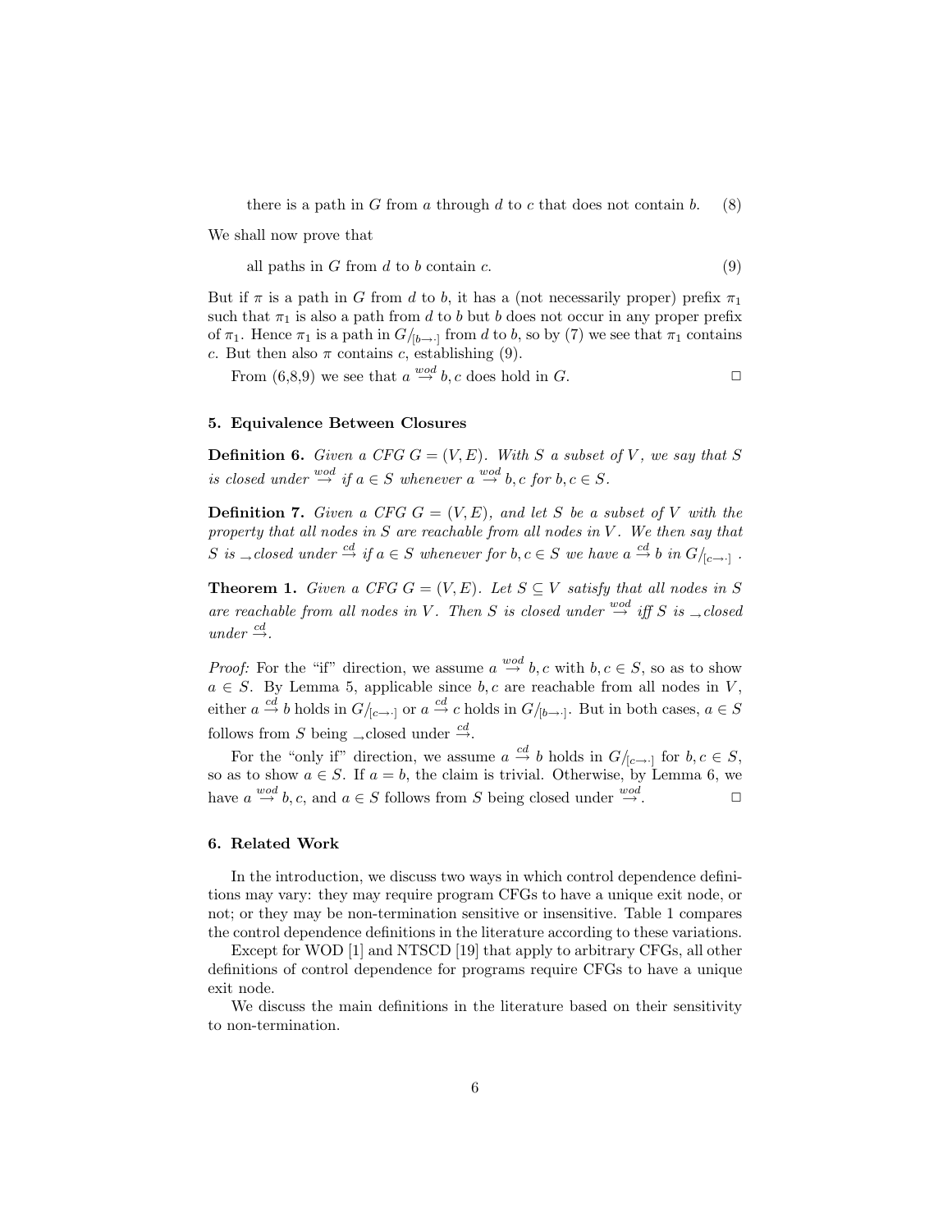there is a path in $G$ from $a$ through $d$ to $c$ that does not contain $b$. (8)

We shall now prove that

all paths in $G$ from $d$ to $b$ contain $c$. (9)

But if $\pi$ is a path in $G$ from $d$ to $b$, it has a (not necessarily proper) prefix $\pi_1$ such that $\pi_1$ is also a path from $d$ to $b$ but $b$ does not occur in any proper prefix of $\pi_1$. Hence $\pi_1$ is a path in $G/_{[b\to\cdot]}$ from $d$ to $b$, so by (7) we see that $\pi_1$ contains $c$. But then also $\pi$ contains $c$, establishing (9).

From (6,8,9) we see that $a \stackrel{wod}{\to} b, c$ does hold in $G$. □

## 5. Equivalence Between Closures

**Definition 6.** *Given a CFG $G = (V, E)$. With $S$ a subset of $V$, we say that $S$ is closed under $\stackrel{wod}{\to}$ if $a \in S$ whenever $a \stackrel{wod}{\to} b, c$ for $b, c \in S$.*

**Definition 7.** *Given a CFG $G = (V, E)$, and let $S$ be a subset of $V$ with the property that all nodes in $S$ are reachable from all nodes in $V$. We then say that $S$ is $_{\to}$closed under $\stackrel{cd}{\to}$ if $a \in S$ whenever for $b, c \in S$ we have $a \stackrel{cd}{\to} b$ in $G/_{[c\to\cdot]}$.*

**Theorem 1.** *Given a CFG $G = (V, E)$. Let $S \subseteq V$ satisfy that all nodes in $S$ are reachable from all nodes in $V$. Then $S$ is closed under $\stackrel{wod}{\to}$ iff $S$ is $_{\to}$closed under $\stackrel{cd}{\to}$.*

*Proof:* For the "if" direction, we assume $a \stackrel{wod}{\to} b, c$ with $b, c \in S$, so as to show $a \in S$. By Lemma 5, applicable since $b, c$ are reachable from all nodes in $V$, either $a \stackrel{cd}{\to} b$ holds in $G/_{[c\to\cdot]}$ or $a \stackrel{cd}{\to} c$ holds in $G/_{[b\to\cdot]}$. But in both cases, $a \in S$ follows from $S$ being $_{\to}$closed under $\stackrel{cd}{\to}$.

For the "only if" direction, we assume $a \stackrel{cd}{\to} b$ holds in $G/_{[c\to\cdot]}$ for $b, c \in S$, so as to show $a \in S$. If $a = b$, the claim is trivial. Otherwise, by Lemma 6, we have $a \stackrel{wod}{\to} b, c$, and $a \in S$ follows from $S$ being closed under $\stackrel{wod}{\to}$. □

## 6. Related Work

In the introduction, we discuss two ways in which control dependence definitions may vary: they may require program CFGs to have a unique exit node, or not; or they may be non-termination sensitive or insensitive. Table 1 compares the control dependence definitions in the literature according to these variations.

Except for WOD [1] and NTSCD [19] that apply to arbitrary CFGs, all other definitions of control dependence for programs require CFGs to have a unique exit node.

We discuss the main definitions in the literature based on their sensitivity to non-termination.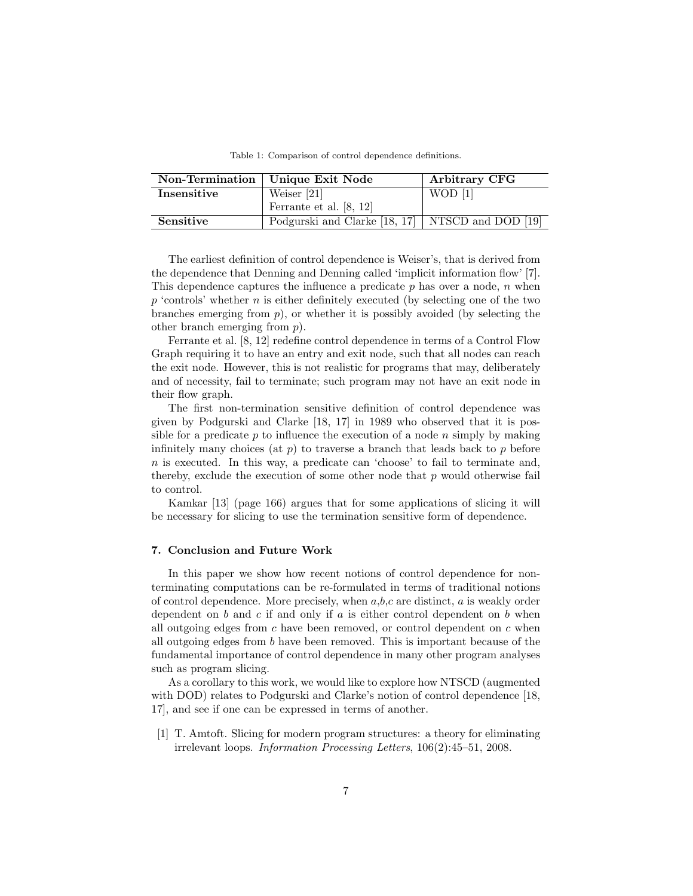Table 1: Comparison of control dependence definitions.

| Non-Termination | Unique Exit Node | Arbitrary CFG |
|---|---|---|
| **Insensitive** | Weiser [21] | WOD [1] |
| | Ferrante et al. [8, 12] | |
| **Sensitive** | Podgurski and Clarke [18, 17] | NTSCD and DOD [19] |

The earliest definition of control dependence is Weiser's, that is derived from the dependence that Denning and Denning called 'implicit information flow' [7]. This dependence captures the influence a predicate $p$ has over a node, $n$ when $p$ 'controls' whether $n$ is either definitely executed (by selecting one of the two branches emerging from $p$), or whether it is possibly avoided (by selecting the other branch emerging from $p$).

Ferrante et al. [8, 12] redefine control dependence in terms of a Control Flow Graph requiring it to have an entry and exit node, such that all nodes can reach the exit node. However, this is not realistic for programs that may, deliberately and of necessity, fail to terminate; such program may not have an exit node in their flow graph.

The first non-termination sensitive definition of control dependence was given by Podgurski and Clarke [18, 17] in 1989 who observed that it is possible for a predicate $p$ to influence the execution of a node $n$ simply by making infinitely many choices (at $p$) to traverse a branch that leads back to $p$ before $n$ is executed. In this way, a predicate can 'choose' to fail to terminate and, thereby, exclude the execution of some other node that $p$ would otherwise fail to control.

Kamkar [13] (page 166) argues that for some applications of slicing it will be necessary for slicing to use the termination sensitive form of dependence.

### 7. Conclusion and Future Work

In this paper we show how recent notions of control dependence for non-terminating computations can be re-formulated in terms of traditional notions of control dependence. More precisely, when $a$,$b$,$c$ are distinct, $a$ is weakly order dependent on $b$ and $c$ if and only if $a$ is either control dependent on $b$ when all outgoing edges from $c$ have been removed, or control dependent on $c$ when all outgoing edges from $b$ have been removed. This is important because of the fundamental importance of control dependence in many other program analyses such as program slicing.

As a corollary to this work, we would like to explore how NTSCD (augmented with DOD) relates to Podgurski and Clarke's notion of control dependence [18, 17], and see if one can be expressed in terms of another.

[1] T. Amtoft. Slicing for modern program structures: a theory for eliminating irrelevant loops. *Information Processing Letters*, 106(2):45–51, 2008.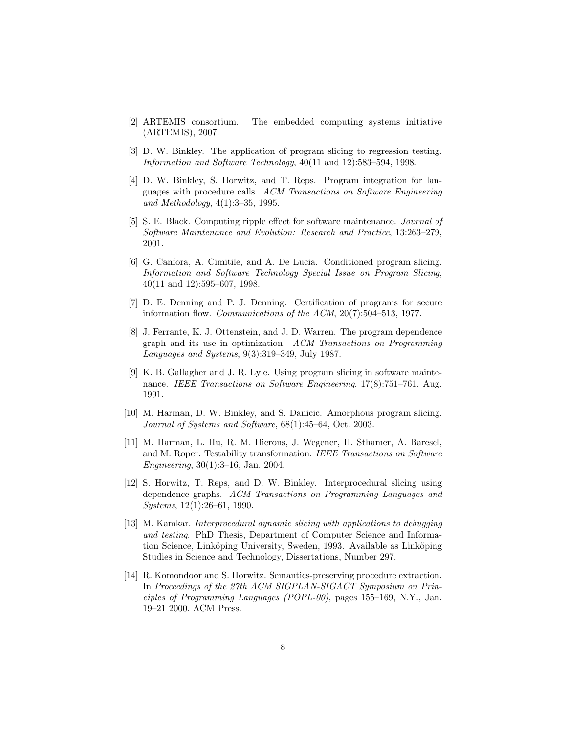[2] ARTEMIS consortium. The embedded computing systems initiative (ARTEMIS), 2007.

[3] D. W. Binkley. The application of program slicing to regression testing. *Information and Software Technology*, 40(11 and 12):583–594, 1998.

[4] D. W. Binkley, S. Horwitz, and T. Reps. Program integration for languages with procedure calls. *ACM Transactions on Software Engineering and Methodology*, 4(1):3–35, 1995.

[5] S. E. Black. Computing ripple effect for software maintenance. *Journal of Software Maintenance and Evolution: Research and Practice*, 13:263–279, 2001.

[6] G. Canfora, A. Cimitile, and A. De Lucia. Conditioned program slicing. *Information and Software Technology Special Issue on Program Slicing*, 40(11 and 12):595–607, 1998.

[7] D. E. Denning and P. J. Denning. Certification of programs for secure information flow. *Communications of the ACM*, 20(7):504–513, 1977.

[8] J. Ferrante, K. J. Ottenstein, and J. D. Warren. The program dependence graph and its use in optimization. *ACM Transactions on Programming Languages and Systems*, 9(3):319–349, July 1987.

[9] K. B. Gallagher and J. R. Lyle. Using program slicing in software maintenance. *IEEE Transactions on Software Engineering*, 17(8):751–761, Aug. 1991.

[10] M. Harman, D. W. Binkley, and S. Danicic. Amorphous program slicing. *Journal of Systems and Software*, 68(1):45–64, Oct. 2003.

[11] M. Harman, L. Hu, R. M. Hierons, J. Wegener, H. Sthamer, A. Baresel, and M. Roper. Testability transformation. *IEEE Transactions on Software Engineering*, 30(1):3–16, Jan. 2004.

[12] S. Horwitz, T. Reps, and D. W. Binkley. Interprocedural slicing using dependence graphs. *ACM Transactions on Programming Languages and Systems*, 12(1):26–61, 1990.

[13] M. Kamkar. *Interprocedural dynamic slicing with applications to debugging and testing*. PhD Thesis, Department of Computer Science and Information Science, Linköping University, Sweden, 1993. Available as Linköping Studies in Science and Technology, Dissertations, Number 297.

[14] R. Komondoor and S. Horwitz. Semantics-preserving procedure extraction. In *Proceedings of the 27th ACM SIGPLAN-SIGACT Symposium on Principles of Programming Languages (POPL-00)*, pages 155–169, N.Y., Jan. 19–21 2000. ACM Press.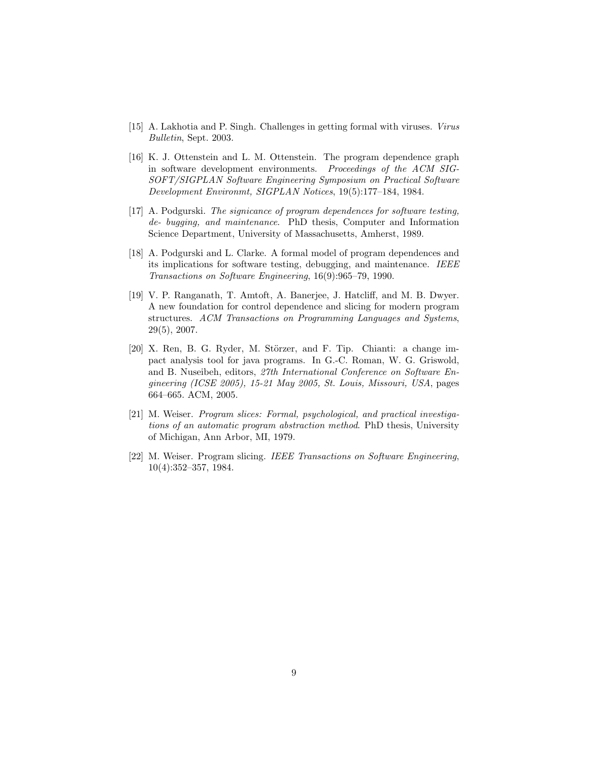[15] A. Lakhotia and P. Singh. Challenges in getting formal with viruses. *Virus Bulletin*, Sept. 2003.

[16] K. J. Ottenstein and L. M. Ottenstein. The program dependence graph in software development environments. *Proceedings of the ACM SIGSOFT/SIGPLAN Software Engineering Symposium on Practical Software Development Environmt, SIGPLAN Notices*, 19(5):177–184, 1984.

[17] A. Podgurski. *The signicance of program dependences for software testing, de- bugging, and maintenance.* PhD thesis, Computer and Information Science Department, University of Massachusetts, Amherst, 1989.

[18] A. Podgurski and L. Clarke. A formal model of program dependences and its implications for software testing, debugging, and maintenance. *IEEE Transactions on Software Engineering*, 16(9):965–79, 1990.

[19] V. P. Ranganath, T. Amtoft, A. Banerjee, J. Hatcliff, and M. B. Dwyer. A new foundation for control dependence and slicing for modern program structures. *ACM Transactions on Programming Languages and Systems*, 29(5), 2007.

[20] X. Ren, B. G. Ryder, M. Störzer, and F. Tip. Chianti: a change impact analysis tool for java programs. In G.-C. Roman, W. G. Griswold, and B. Nuseibeh, editors, *27th International Conference on Software Engineering (ICSE 2005), 15-21 May 2005, St. Louis, Missouri, USA*, pages 664–665. ACM, 2005.

[21] M. Weiser. *Program slices: Formal, psychological, and practical investigations of an automatic program abstraction method*. PhD thesis, University of Michigan, Ann Arbor, MI, 1979.

[22] M. Weiser. Program slicing. *IEEE Transactions on Software Engineering*, 10(4):352–357, 1984.